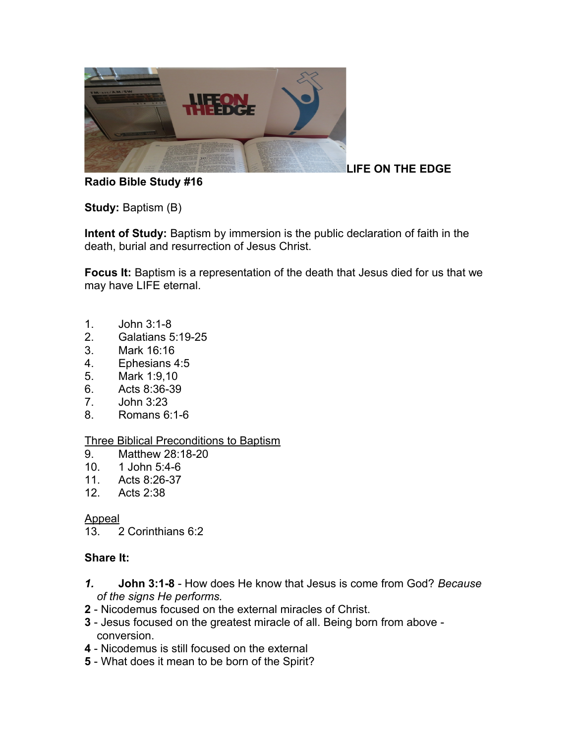**LIFE ON THE EDGE**
**Radio Bible Study #16**

**Study:** Baptism (B)

**Intent of Study:** Baptism by immersion is the public declaration of faith in the death, burial and resurrection of Jesus Christ.

**Focus It:** Baptism is a representation of the death that Jesus died for us that we may have LIFE eternal.

1. John 3:1-8
2. Galatians 5:19-25
3. Mark 16:16
4. Ephesians 4:5
5. Mark 1:9,10
6. Acts 8:36-39
7. John 3:23
8. Romans 6:1-6

<u>Three Biblical Preconditions to Baptism</u>

9. Matthew 28:18-20
10. 1 John 5:4-6
11. Acts 8:26-37
12. Acts 2:38

<u>Appeal</u>

13. 2 Corinthians 6:2

**Share It:**

***1.*** **John 3:1-8** - How does He know that Jesus is come from God? *Because of the signs He performs.*

**2** - Nicodemus focused on the external miracles of Christ.

**3** - Jesus focused on the greatest miracle of all. Being born from above - conversion.

**4** - Nicodemus is still focused on the external

**5** - What does it mean to be born of the Spirit?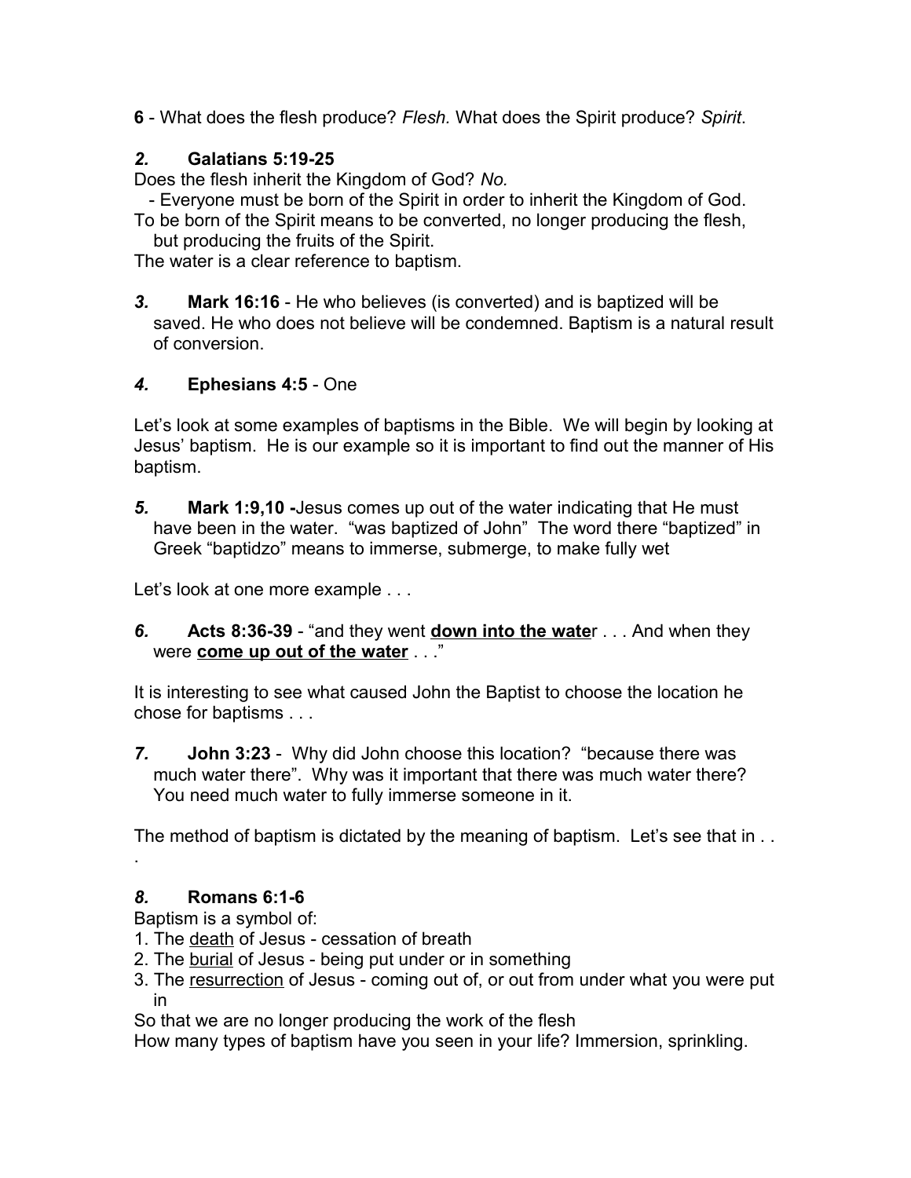**6** - What does the flesh produce? *Flesh.* What does the Spirit produce? *Spirit*.

***2.*** **Galatians 5:19-25**

Does the flesh inherit the Kingdom of God? *No.*

- Everyone must be born of the Spirit in order to inherit the Kingdom of God.

To be born of the Spirit means to be converted, no longer producing the flesh, but producing the fruits of the Spirit.

The water is a clear reference to baptism.

***3.*** **Mark 16:16** - He who believes (is converted) and is baptized will be saved. He who does not believe will be condemned. Baptism is a natural result of conversion.

***4.*** **Ephesians 4:5** - One

Let's look at some examples of baptisms in the Bible. We will begin by looking at Jesus' baptism. He is our example so it is important to find out the manner of His baptism.

***5.*** **Mark 1:9,10 -**Jesus comes up out of the water indicating that He must have been in the water. "was baptized of John" The word there "baptized" in Greek "baptidzo" means to immerse, submerge, to make fully wet

Let's look at one more example . . .

***6.*** **Acts 8:36-39** - "and they went **down into the wate**r . . . And when they were **come up out of the water** . . ."

It is interesting to see what caused John the Baptist to choose the location he chose for baptisms . . .

***7.*** **John 3:23** - Why did John choose this location? "because there was much water there". Why was it important that there was much water there? You need much water to fully immerse someone in it.

The method of baptism is dictated by the meaning of baptism. Let's see that in . . .

***8.*** **Romans 6:1-6**

Baptism is a symbol of:

1. The death of Jesus - cessation of breath
2. The burial of Jesus - being put under or in something
3. The resurrection of Jesus - coming out of, or out from under what you were put in

So that we are no longer producing the work of the flesh

How many types of baptism have you seen in your life? Immersion, sprinkling.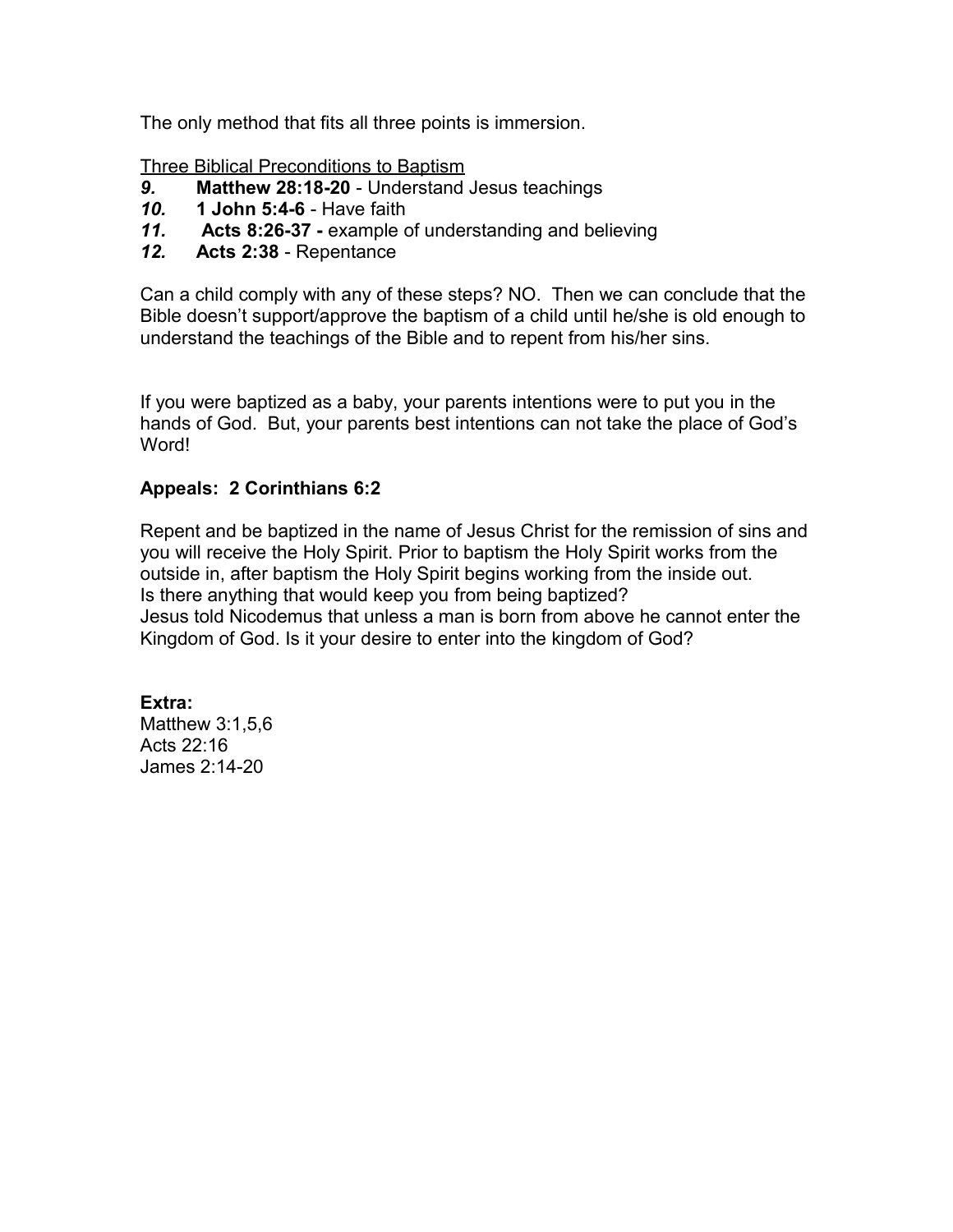The only method that fits all three points is immersion.

Three Biblical Preconditions to Baptism

9. **Matthew 28:18-20** - Understand Jesus teachings
10. **1 John 5:4-6** - Have faith
11. **Acts 8:26-37 -** example of understanding and believing
12. **Acts 2:38** - Repentance

Can a child comply with any of these steps? NO. Then we can conclude that the Bible doesn't support/approve the baptism of a child until he/she is old enough to understand the teachings of the Bible and to repent from his/her sins.

If you were baptized as a baby, your parents intentions were to put you in the hands of God. But, your parents best intentions can not take the place of God's Word!

**Appeals: 2 Corinthians 6:2**

Repent and be baptized in the name of Jesus Christ for the remission of sins and you will receive the Holy Spirit. Prior to baptism the Holy Spirit works from the outside in, after baptism the Holy Spirit begins working from the inside out.
Is there anything that would keep you from being baptized?
Jesus told Nicodemus that unless a man is born from above he cannot enter the Kingdom of God. Is it your desire to enter into the kingdom of God?

**Extra:**
Matthew 3:1,5,6
Acts 22:16
James 2:14-20